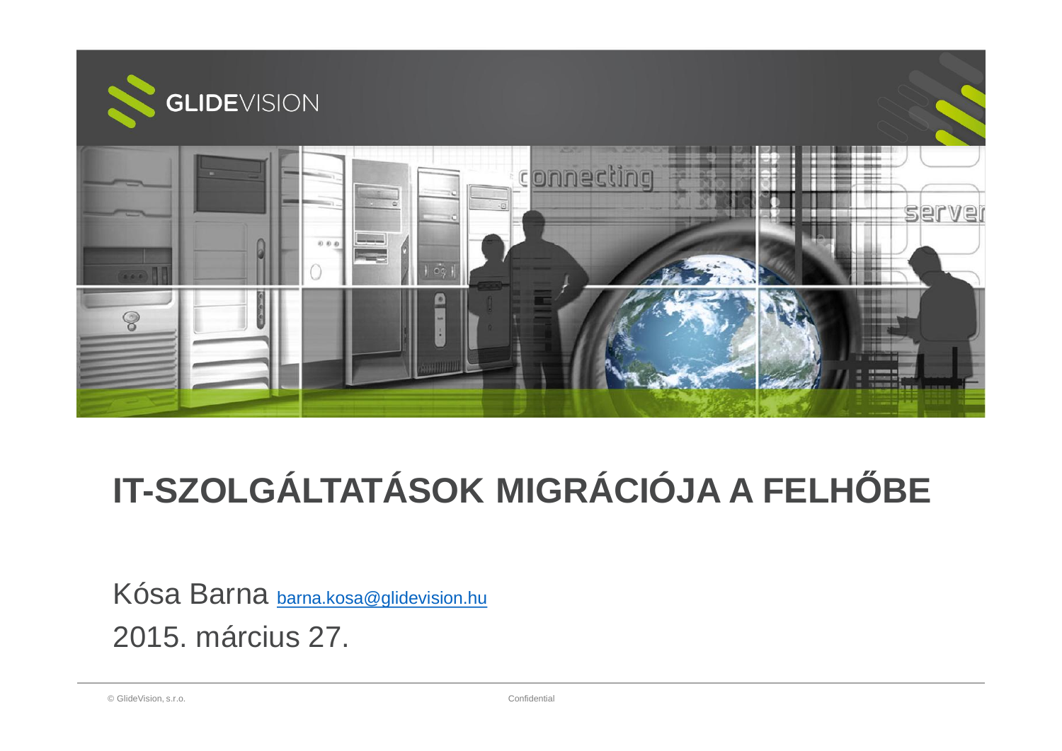# IT-SZOLGÁLTATÁSOK MIGRÁCIÓJA A FELHŐBE

Kósa Barna barna.kosa@glidevision.hu

2015. március 27.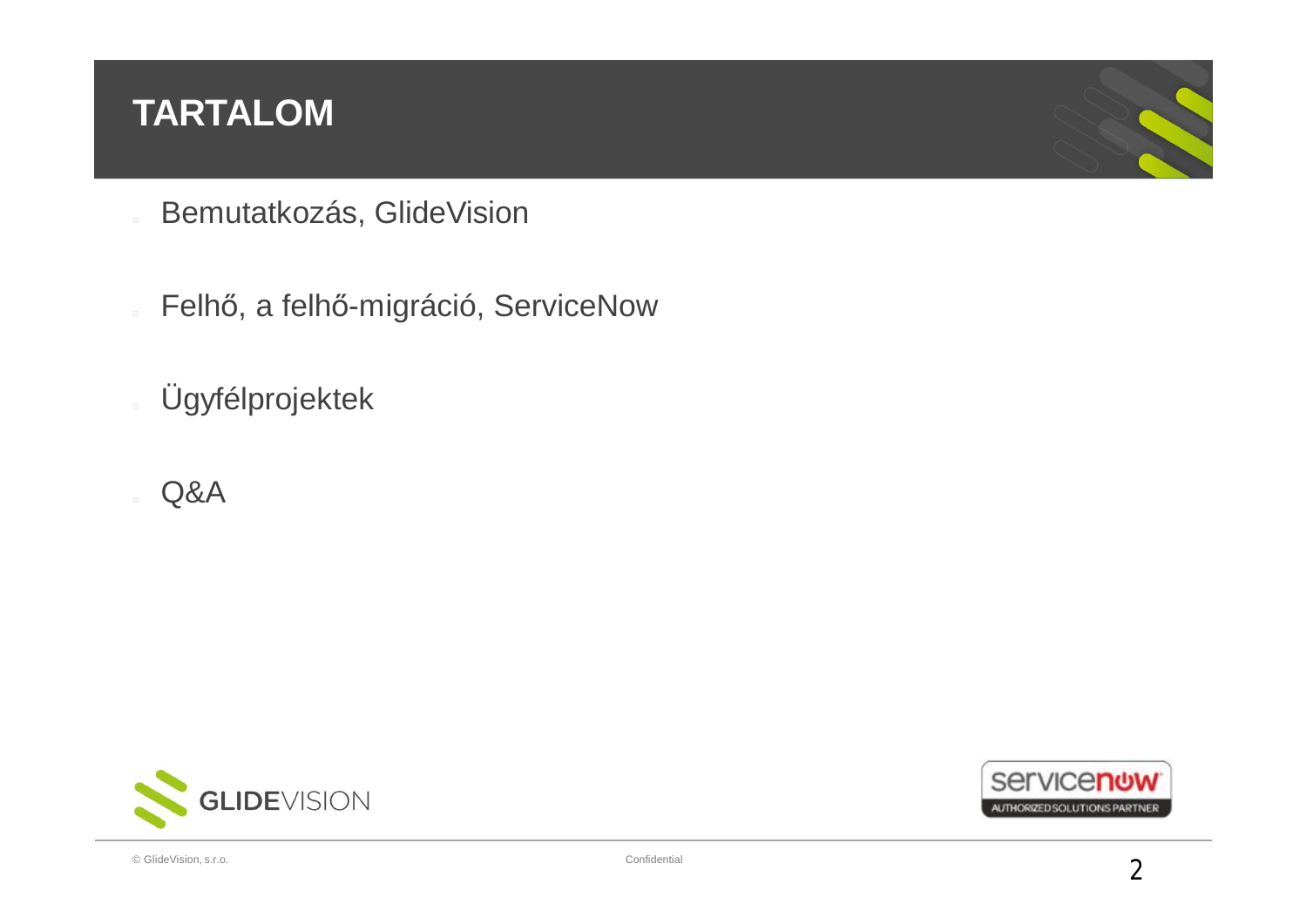# TARTALOM

- Bemutatkozás, GlideVision
- Felhő, a felhő-migráció, ServiceNow
- Ügyfélprojektek
- Q&A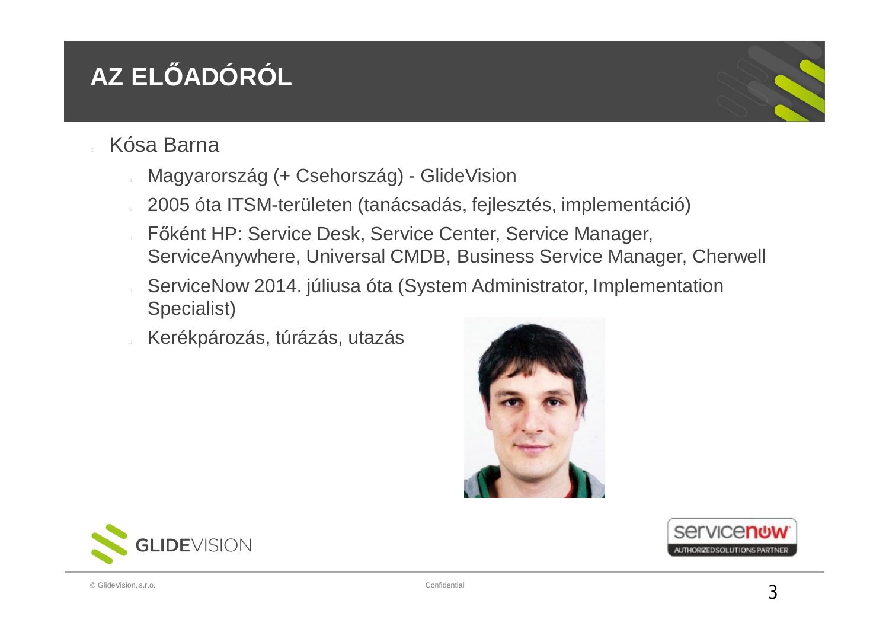# AZ ELŐADÓRÓL

- Kósa Barna
  - Magyarország (+ Csehország) - GlideVision
  - 2005 óta ITSM-területen (tanácsadás, fejlesztés, implementáció)
  - Főként HP: Service Desk, Service Center, Service Manager, ServiceAnywhere, Universal CMDB, Business Service Manager, Cherwell
  - ServiceNow 2014. júliusa óta (System Administrator, Implementation Specialist)
  - Kerékpározás, túrázás, utazás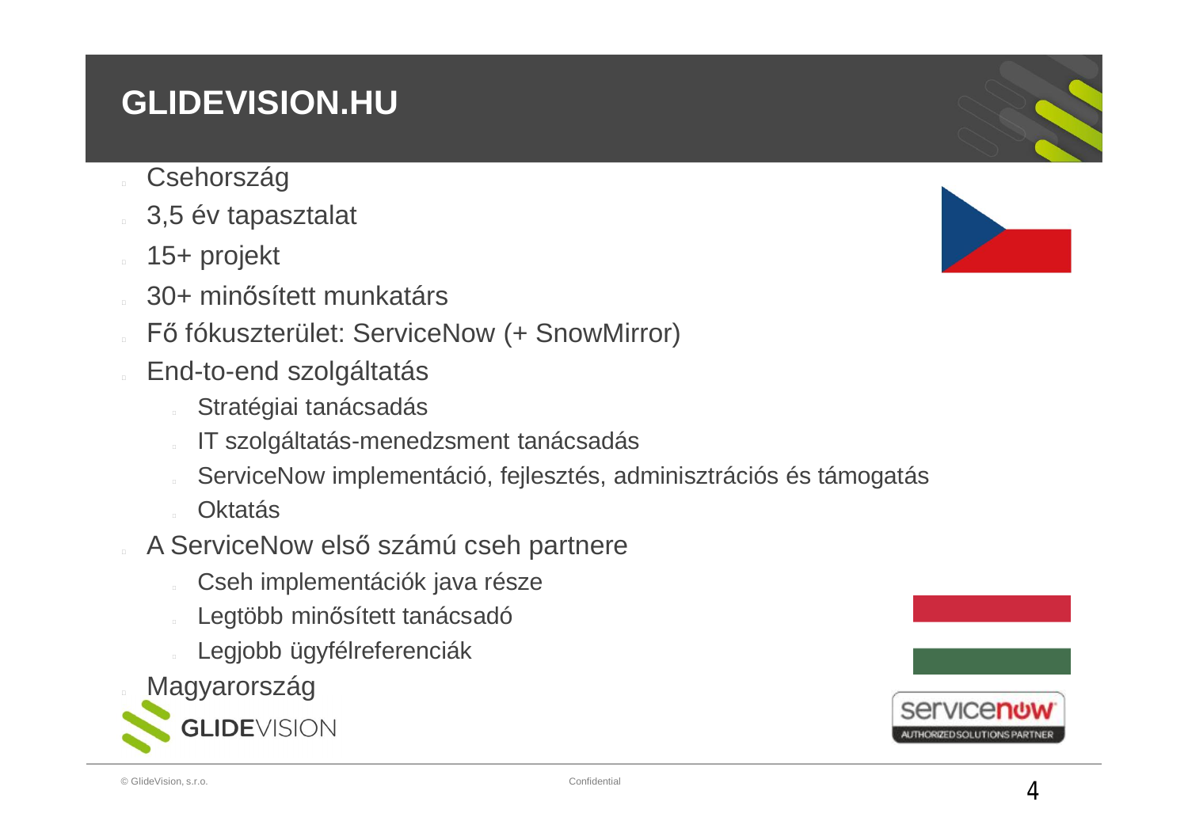# GLIDEVISION.HU

- Csehország
- 3,5 év tapasztalat
- 15+ projekt
- 30+ minősített munkatárs
- Fő fókuszterület: ServiceNow (+ SnowMirror)
- End-to-end szolgáltatás
  - Stratégiai tanácsadás
  - IT szolgáltatás-menedzsment tanácsadás
  - ServiceNow implementáció, fejlesztés, adminisztrációs és támogatás
  - Oktatás
- A ServiceNow első számú cseh partnere
  - Cseh implementációk java része
  - Legtöbb minősített tanácsadó
  - Legjobb ügyfélreferenciák
- Magyarország

GLIDEVISION

servicenow AUTHORIZED SOLUTIONS PARTNER

© GlideVision, s.r.o. Confidential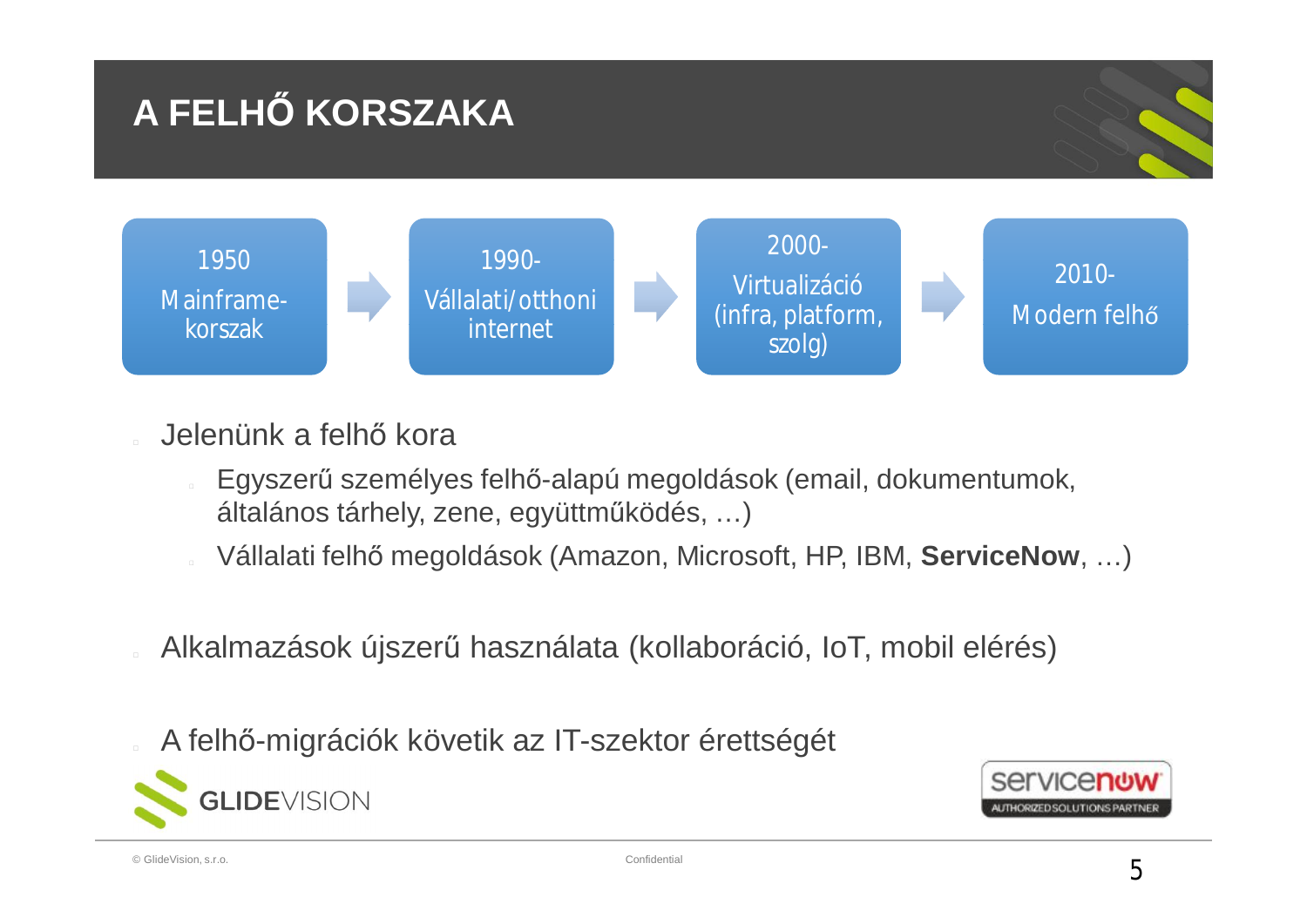# A FELHŐ KORSZAKA

1950 Mainframe-korszak → 1990- Vállalati/otthoni internet → 2000- Virtualizáció (infra, platform, szolg) → 2010- Modern felhő

- Jelenünk a felhő kora
  - Egyszerű személyes felhő-alapú megoldások (email, dokumentumok, általános tárhely, zene, együttműködés, …)
  - Vállalati felhő megoldások (Amazon, Microsoft, HP, IBM, **ServiceNow**, …)
- Alkalmazások újszerű használata (kollaboráció, IoT, mobil elérés)
- A felhő-migrációk követik az IT-szektor érettségét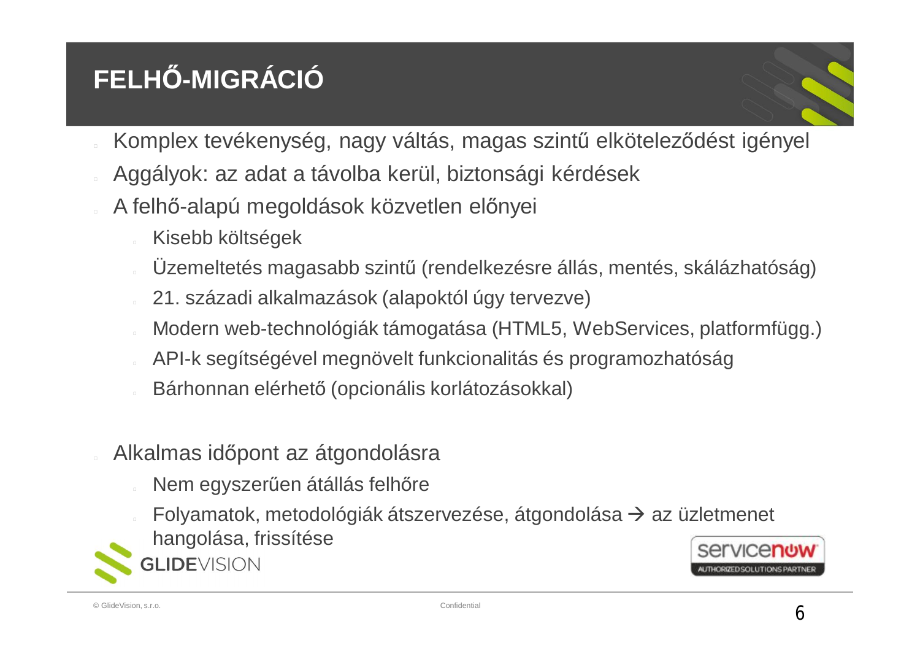# FELHŐ-MIGRÁCIÓ

- Komplex tevékenység, nagy váltás, magas szintű elköteleződést igényel
- Aggályok: az adat a távolba kerül, biztonsági kérdések
- A felhő-alapú megoldások közvetlen előnyei
  - Kisebb költségek
  - Üzemeltetés magasabb szintű (rendelkezésre állás, mentés, skálázhatóság)
  - 21. századi alkalmazások (alapoktól úgy tervezve)
  - Modern web-technológiák támogatása (HTML5, WebServices, platformfügg.)
  - API-k segítségével megnövelt funkcionalitás és programozhatóság
  - Bárhonnan elérhető (opcionális korlátozásokkal)

- Alkalmas időpont az átgondolásra
  - Nem egyszerűen átállás felhőre
  - Folyamatok, metodológiák átszervezése, átgondolása → az üzletmenet hangolása, frissítése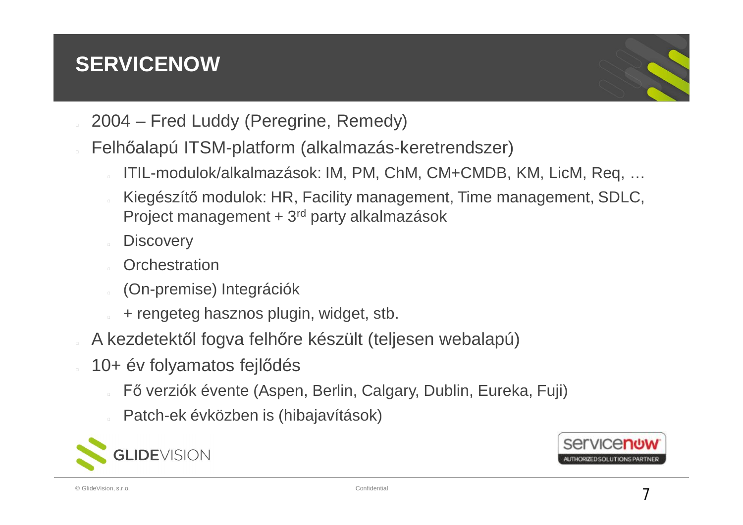# SERVICENOW

- 2004 – Fred Luddy (Peregrine, Remedy)
- Felhőalapú ITSM-platform (alkalmazás-keretrendszer)
  - ITIL-modulok/alkalmazások: IM, PM, ChM, CM+CMDB, KM, LicM, Req, …
  - Kiegészítő modulok: HR, Facility management, Time management, SDLC, Project management + 3rd party alkalmazások
  - Discovery
  - Orchestration
  - (On-premise) Integrációk
  - + rengeteg hasznos plugin, widget, stb.
- A kezdetektől fogva felhőre készült (teljesen webalapú)
- 10+ év folyamatos fejlődés
  - Fő verziók évente (Aspen, Berlin, Calgary, Dublin, Eureka, Fuji)
  - Patch-ek évközben is (hibajavítások)

GLIDEVISION

servicenow AUTHORIZED SOLUTIONS PARTNER

© GlideVision, s.r.o. Confidential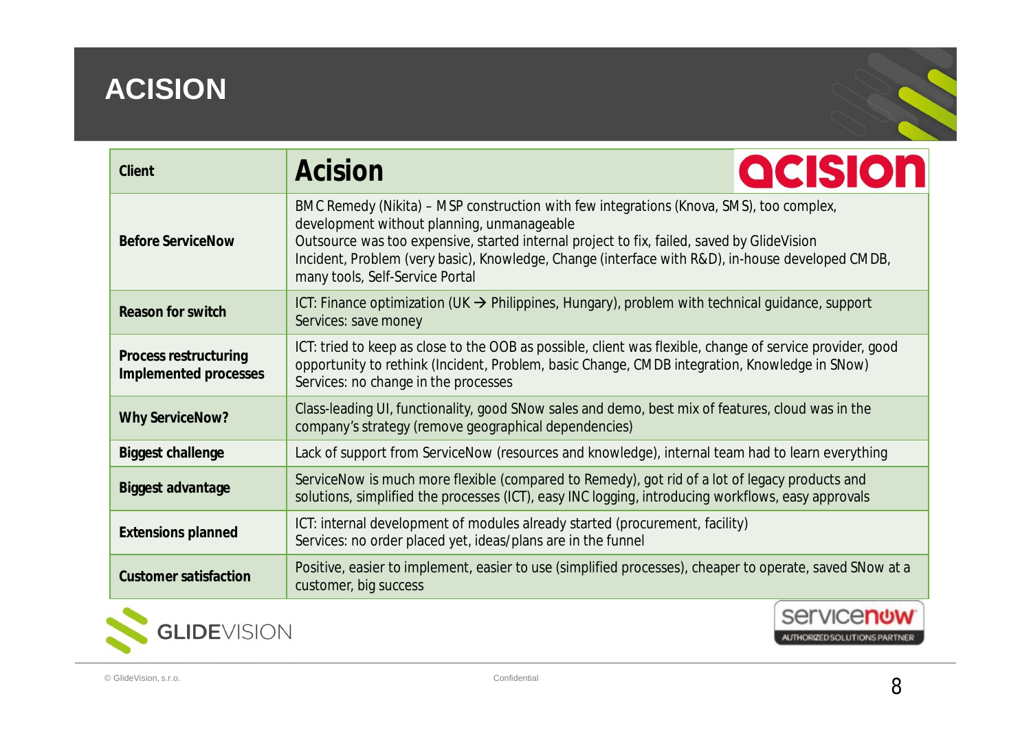# ACISION

| Client | Acision |
|---|---|
| Before ServiceNow | BMC Remedy (Nikita) – MSP construction with few integrations (Knova, SMS), too complex, development without planning, unmanageable<br>Outsource was too expensive, started internal project to fix, failed, saved by GlideVision<br>Incident, Problem (very basic), Knowledge, Change (interface with R&D), in-house developed CMDB, many tools, Self-Service Portal |
| Reason for switch | ICT: Finance optimization (UK → Philippines, Hungary), problem with technical guidance, support<br>Services: save money |
| Process restructuring<br>Implemented processes | ICT: tried to keep as close to the OOB as possible, client was flexible, change of service provider, good opportunity to rethink (Incident, Problem, basic Change, CMDB integration, Knowledge in SNow)<br>Services: no change in the processes |
| Why ServiceNow? | Class-leading UI, functionality, good SNow sales and demo, best mix of features, cloud was in the company's strategy (remove geographical dependencies) |
| Biggest challenge | Lack of support from ServiceNow (resources and knowledge), internal team had to learn everything |
| Biggest advantage | ServiceNow is much more flexible (compared to Remedy), got rid of a lot of legacy products and solutions, simplified the processes (ICT), easy INC logging, introducing workflows, easy approvals |
| Extensions planned | ICT: internal development of modules already started (procurement, facility)<br>Services: no order placed yet, ideas/plans are in the funnel |
| Customer satisfaction | Positive, easier to implement, easier to use (simplified processes), cheaper to operate, saved SNow at a customer, big success |

GLIDEVISION

servicenow AUTHORIZED SOLUTIONS PARTNER

© GlideVision, s.r.o. Confidential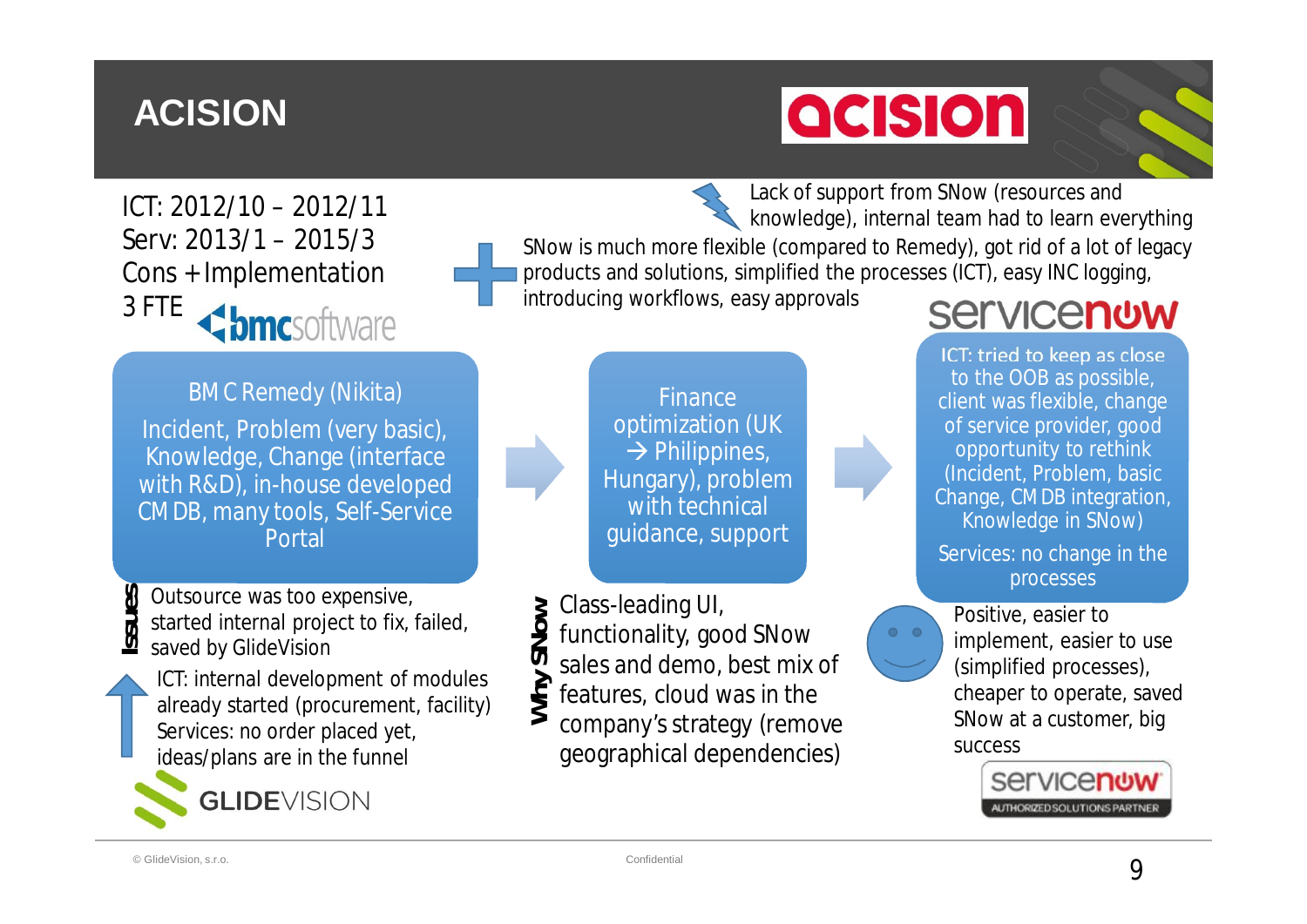# ACISION

ICT: 2012/10 – 2012/11
Serv: 2013/1 – 2015/3
Cons + Implementation
3 FTE

Lack of support from SNow (resources and knowledge), internal team had to learn everything

SNow is much more flexible (compared to Remedy), got rid of a lot of legacy products and solutions, simplified the processes (ICT), easy INC logging, introducing workflows, easy approvals

**BMC Remedy (Nikita)**

Incident, Problem (very basic), Knowledge, Change (interface with R&D), in-house developed CMDB, many tools, Self-Service Portal

**Finance optimization (UK → Philippines, Hungary), problem with technical guidance, support**

**ICT: tried to keep as close to the OOB as possible, client was flexible, change of service provider, good opportunity to rethink (Incident, Problem, basic Change, CMDB integration, Knowledge in SNow)**

**Services: no change in the processes**

**Issues**

Outsource was too expensive, started internal project to fix, failed, saved by GlideVision

ICT: internal development of modules already started (procurement, facility)
Services: no order placed yet, ideas/plans are in the funnel

**Why SNow**

Class-leading UI, functionality, good SNow sales and demo, best mix of features, cloud was in the company's strategy (remove geographical dependencies)

Positive, easier to implement, easier to use (simplified processes), cheaper to operate, saved SNow at a customer, big success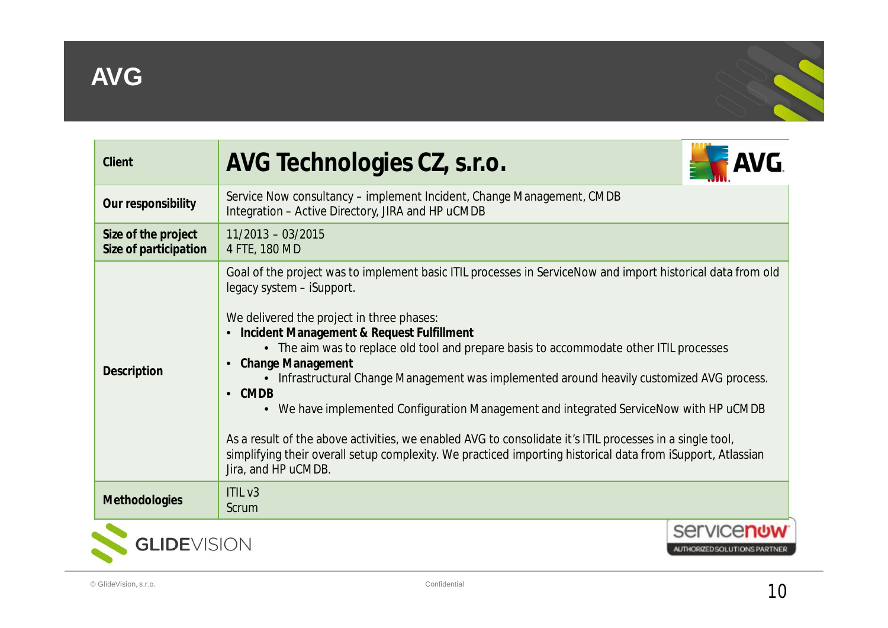# AVG

| Client | AVG Technologies CZ, s.r.o. |
|---|---|
| **Our responsibility** | Service Now consultancy – implement Incident, Change Management, CMDB<br>Integration – Active Directory, JIRA and HP uCMDB |
| **Size of the project**<br>**Size of participation** | 11/2013 – 03/2015<br>4 FTE, 180 MD |
| **Description** | Goal of the project was to implement basic ITIL processes in ServiceNow and import historical data from old legacy system – iSupport.<br><br>We delivered the project in three phases:<br>• **Incident Management & Request Fulfillment**<br>&nbsp;&nbsp;&nbsp;&nbsp;• The aim was to replace old tool and prepare basis to accommodate other ITIL processes<br>• **Change Management**<br>&nbsp;&nbsp;&nbsp;&nbsp;• Infrastructural Change Management was implemented around heavily customized AVG process.<br>• **CMDB**<br>&nbsp;&nbsp;&nbsp;&nbsp;• We have implemented Configuration Management and integrated ServiceNow with HP uCMDB<br><br>As a result of the above activities, we enabled AVG to consolidate it's ITIL processes in a single tool, simplifying their overall setup complexity. We practiced importing historical data from iSupport, Atlassian Jira, and HP uCMDB. |
| **Methodologies** | ITIL v3<br>Scrum |

GLIDEVISION

servicenow AUTHORIZED SOLUTIONS PARTNER

© GlideVision, s.r.o.

Confidential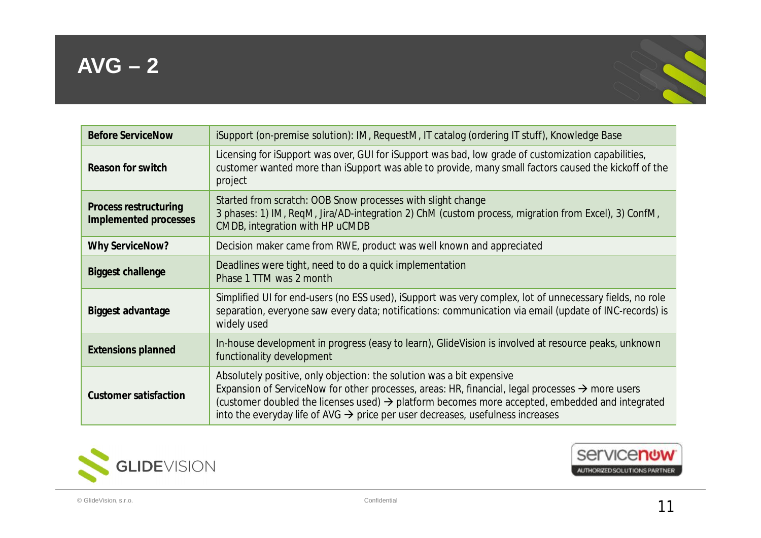# AVG – 2

| | |
|---|---|
| **Before ServiceNow** | iSupport (on-premise solution): IM, RequestM, IT catalog (ordering IT stuff), Knowledge Base |
| **Reason for switch** | Licensing for iSupport was over, GUI for iSupport was bad, low grade of customization capabilities, customer wanted more than iSupport was able to provide, many small factors caused the kickoff of the project |
| **Process restructuring Implemented processes** | Started from scratch: OOB Snow processes with slight change<br>3 phases: 1) IM, ReqM, Jira/AD-integration 2) ChM (custom process, migration from Excel), 3) ConfM, CMDB, integration with HP uCMDB |
| **Why ServiceNow?** | Decision maker came from RWE, product was well known and appreciated |
| **Biggest challenge** | Deadlines were tight, need to do a quick implementation<br>Phase 1 TTM was 2 month |
| **Biggest advantage** | Simplified UI for end-users (no ESS used), iSupport was very complex, lot of unnecessary fields, no role separation, everyone saw every data; notifications: communication via email (update of INC-records) is widely used |
| **Extensions planned** | In-house development in progress (easy to learn), GlideVision is involved at resource peaks, unknown functionality development |
| **Customer satisfaction** | Absolutely positive, only objection: the solution was a bit expensive<br>Expansion of ServiceNow for other processes, areas: HR, financial, legal processes → more users (customer doubled the licenses used) → platform becomes more accepted, embedded and integrated into the everyday life of AVG → price per user decreases, usefulness increases |

GLIDEVISION

servicenow AUTHORIZED SOLUTIONS PARTNER

© GlideVision, s.r.o.

Confidential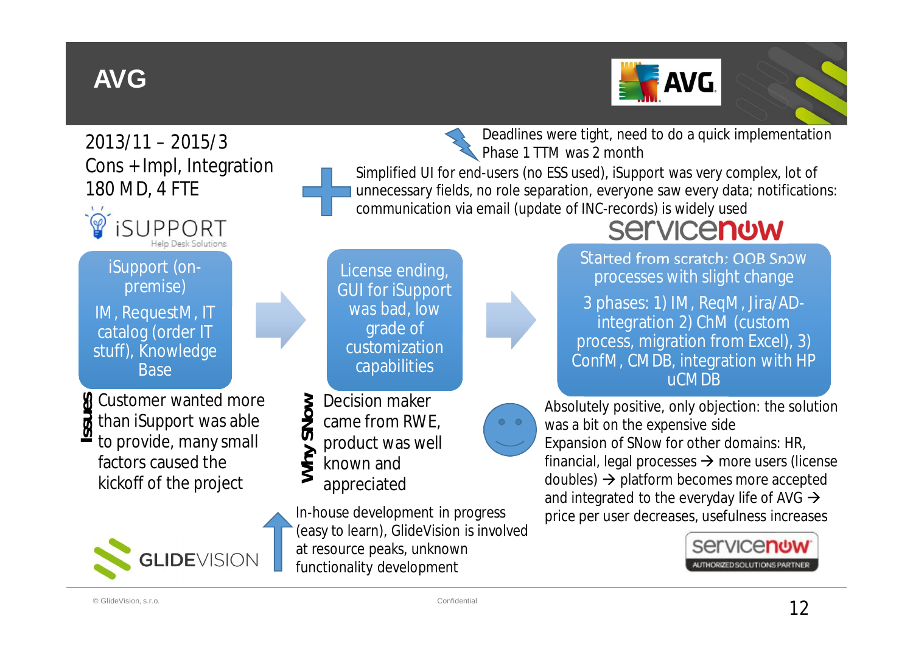# AVG

2013/11 – 2015/3
Cons + Impl, Integration
180 MD, 4 FTE

Deadlines were tight, need to do a quick implementation
Phase 1 TTM was 2 month

Simplified UI for end-users (no ESS used), iSupport was very complex, lot of unnecessary fields, no role separation, everyone saw every data; notifications: communication via email (update of INC-records) is widely used

iSUPPORT
Help Desk Solutions

iSupport (on-premise)

IM, RequestM, IT catalog (order IT stuff), Knowledge Base

License ending, GUI for iSupport was bad, low grade of customization capabilities

servicenow

Started from scratch: OOB Snow processes with slight change

3 phases: 1) IM, ReqM, Jira/AD-integration 2) ChM (custom process, migration from Excel), 3) ConfM, CMDB, integration with HP uCMDB

**Issues**

Customer wanted more than iSupport was able to provide, many small factors caused the kickoff of the project

**Why SNow**

Decision maker came from RWE, product was well known and appreciated

Absolutely positive, only objection: the solution was a bit on the expensive side
Expansion of SNow for other domains: HR, financial, legal processes → more users (license doubles) → platform becomes more accepted and integrated to the everyday life of AVG → price per user decreases, usefulness increases

In-house development in progress (easy to learn), GlideVision is involved at resource peaks, unknown functionality development

GLIDEVISION

servicenow AUTHORIZED SOLUTIONS PARTNER

© GlideVision, s.r.o. Confidential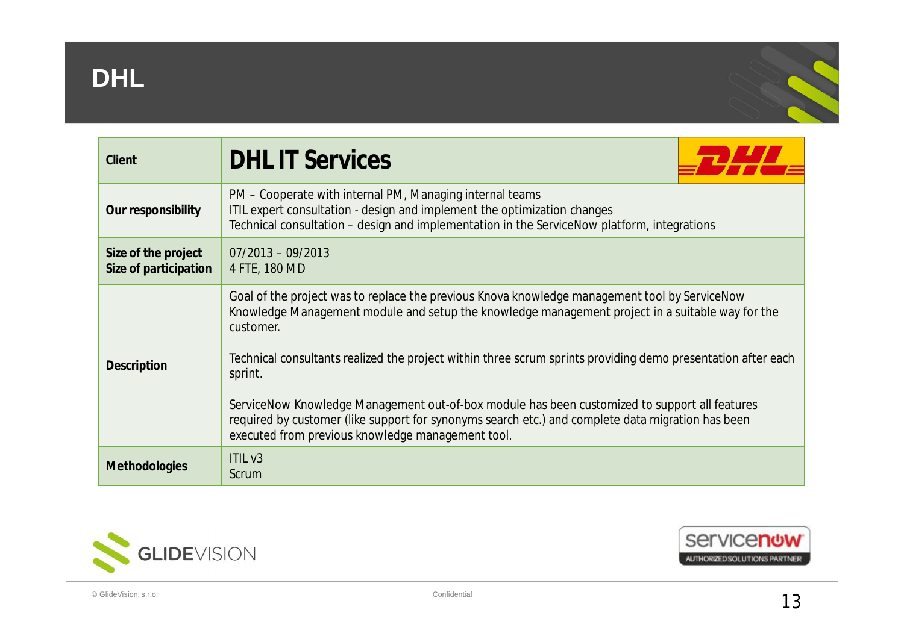# DHL

| Client | DHL IT Services |
|---|---|
| Our responsibility | PM – Cooperate with internal PM, Managing internal teams<br>ITIL expert consultation - design and implement the optimization changes<br>Technical consultation – design and implementation in the ServiceNow platform, integrations |
| Size of the project<br>Size of participation | 07/2013 – 09/2013<br>4 FTE, 180 MD |
| Description | Goal of the project was to replace the previous Knova knowledge management tool by ServiceNow Knowledge Management module and setup the knowledge management project in a suitable way for the customer.<br><br>Technical consultants realized the project within three scrum sprints providing demo presentation after each sprint.<br><br>ServiceNow Knowledge Management out-of-box module has been customized to support all features required by customer (like support for synonyms search etc.) and complete data migration has been executed from previous knowledge management tool. |
| Methodologies | ITIL v3<br>Scrum |

GLIDEVISION

servicenow AUTHORIZED SOLUTIONS PARTNER

© GlideVision, s.r.o.

Confidential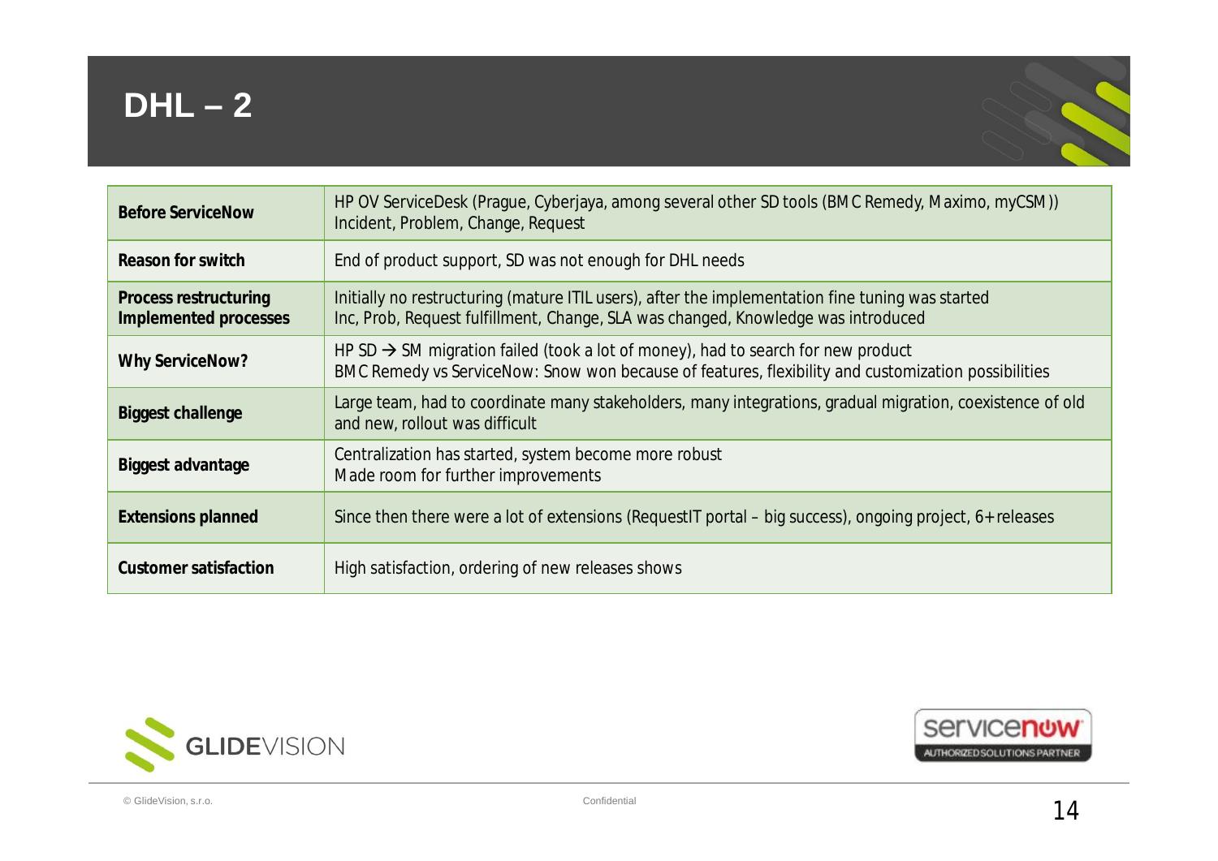# DHL – 2

| | |
|---|---|
| **Before ServiceNow** | HP OV ServiceDesk (Prague, Cyberjaya, among several other SD tools (BMC Remedy, Maximo, myCSM)) Incident, Problem, Change, Request |
| **Reason for switch** | End of product support, SD was not enough for DHL needs |
| **Process restructuring Implemented processes** | Initially no restructuring (mature ITIL users), after the implementation fine tuning was started Inc, Prob, Request fulfillment, Change, SLA was changed, Knowledge was introduced |
| **Why ServiceNow?** | HP SD → SM migration failed (took a lot of money), had to search for new product BMC Remedy vs ServiceNow: Snow won because of features, flexibility and customization possibilities |
| **Biggest challenge** | Large team, had to coordinate many stakeholders, many integrations, gradual migration, coexistence of old and new, rollout was difficult |
| **Biggest advantage** | Centralization has started, system become more robust Made room for further improvements |
| **Extensions planned** | Since then there were a lot of extensions (RequestIT portal – big success), ongoing project, 6+ releases |
| **Customer satisfaction** | High satisfaction, ordering of new releases shows |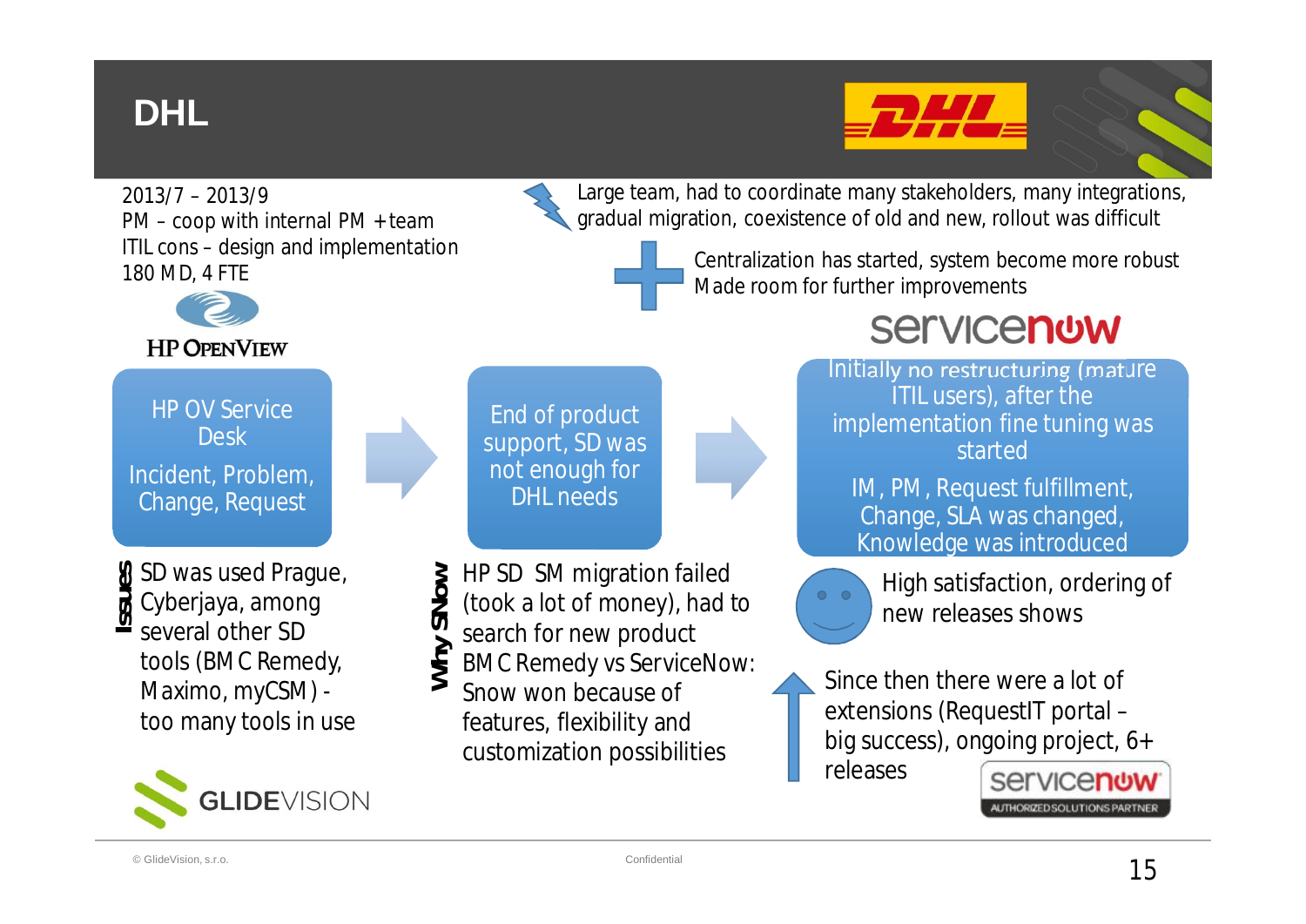# DHL

2013/7 – 2013/9
PM – coop with internal PM + team
ITIL cons – design and implementation
180 MD, 4 FTE

Large team, had to coordinate many stakeholders, many integrations, gradual migration, coexistence of old and new, rollout was difficult

Centralization has started, system become more robust
Made room for further improvements

HP OPENVIEW

HP OV Service Desk

Incident, Problem, Change, Request

End of product support, SD was not enough for DHL needs

servicenow

Initially no restructuring (mature ITIL users), after the implementation fine tuning was started

IM, PM, Request fulfillment, Change, SLA was changed, Knowledge was introduced

**Issues**

SD was used Prague, Cyberjaya, among several other SD tools (BMC Remedy, Maximo, myCSM) - too many tools in use

**Why SNow**

HP SD SM migration failed (took a lot of money), had to search for new product
BMC Remedy vs ServiceNow: Snow won because of features, flexibility and customization possibilities

High satisfaction, ordering of new releases shows

Since then there were a lot of extensions (RequestIT portal – big success), ongoing project, 6+ releases

servicenow AUTHORIZED SOLUTIONS PARTNER

GLIDEVISION

© GlideVision, s.r.o. Confidential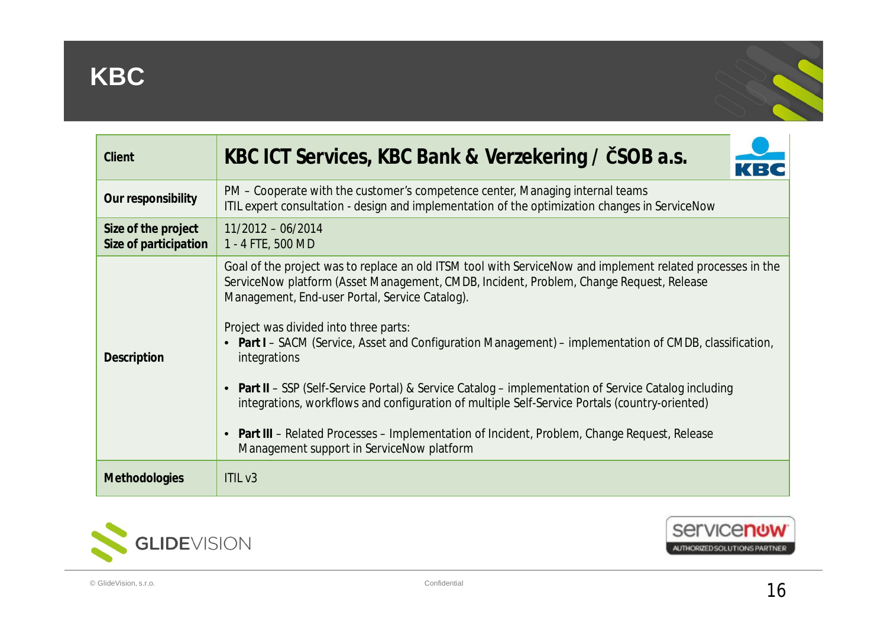# KBC

| Client | KBC ICT Services, KBC Bank & Verzekering / ČSOB a.s. |
|---|---|
| Our responsibility | PM – Cooperate with the customer's competence center, Managing internal teams<br>ITIL expert consultation - design and implementation of the optimization changes in ServiceNow |
| Size of the project<br>Size of participation | 11/2012 – 06/2014<br>1 - 4 FTE, 500 MD |
| Description | Goal of the project was to replace an old ITSM tool with ServiceNow and implement related processes in the ServiceNow platform (Asset Management, CMDB, Incident, Problem, Change Request, Release Management, End-user Portal, Service Catalog).<br><br>Project was divided into three parts:<br>• **Part I** – SACM (Service, Asset and Configuration Management) – implementation of CMDB, classification, integrations<br>• **Part II** – SSP (Self-Service Portal) & Service Catalog – implementation of Service Catalog including integrations, workflows and configuration of multiple Self-Service Portals (country-oriented)<br>• **Part III** – Related Processes – Implementation of Incident, Problem, Change Request, Release Management support in ServiceNow platform |
| Methodologies | ITIL v3 |

GLIDEVISION

servicenow AUTHORIZED SOLUTIONS PARTNER

© GlideVision, s.r.o.

Confidential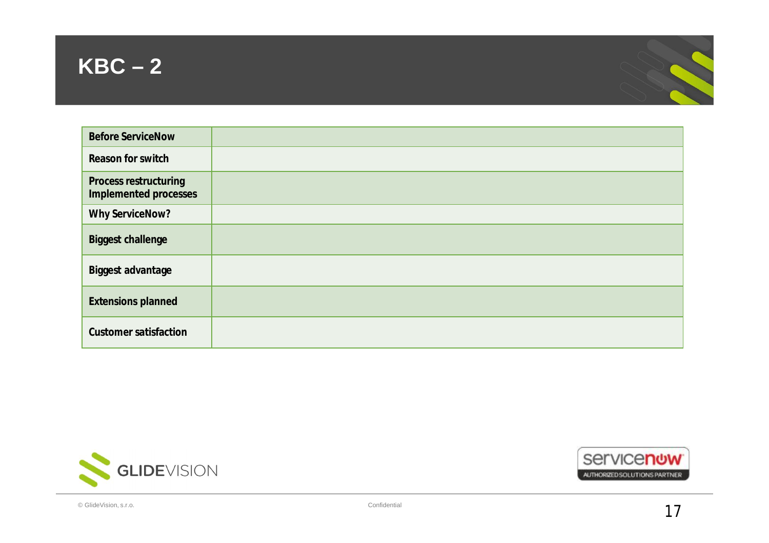# KBC – 2

| Before ServiceNow | |
|---|---|
| Reason for switch | |
| Process restructuring Implemented processes | |
| Why ServiceNow? | |
| Biggest challenge | |
| Biggest advantage | |
| Extensions planned | |
| Customer satisfaction | |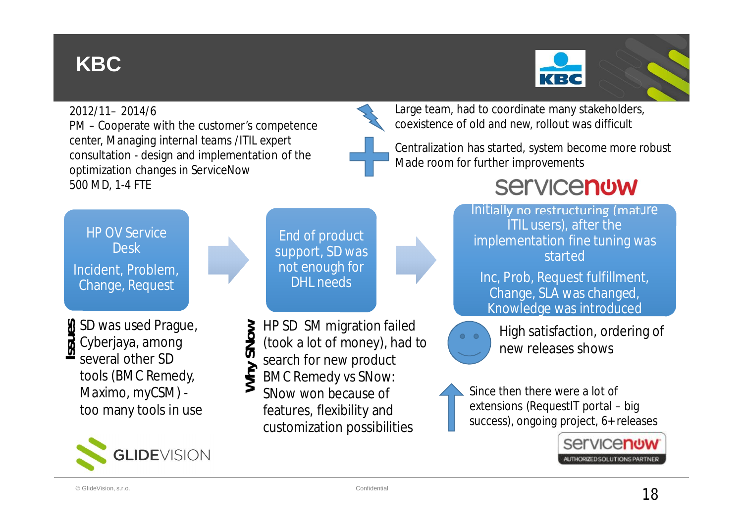# KBC

2012/11– 2014/6
PM – Cooperate with the customer's competence center, Managing internal teams / ITIL expert consultation - design and implementation of the optimization changes in ServiceNow
500 MD, 1-4 FTE

Large team, had to coordinate many stakeholders, coexistence of old and new, rollout was difficult

Centralization has started, system become more robust
Made room for further improvements

**HP OV Service Desk**
Incident, Problem, Change, Request

**Issues:** SD was used Prague, Cyberjaya, among several other SD tools (BMC Remedy, Maximo, myCSM) - too many tools in use

**End of product support, SD was not enough for DHL needs**

**Why SNow:** HP SD SM migration failed (took a lot of money), had to search for new product
BMC Remedy vs SNow: SNow won because of features, flexibility and customization possibilities

**servicenow**

Initially no restructuring (mature ITIL users), after the implementation fine tuning was started
Inc, Prob, Request fulfillment, Change, SLA was changed, Knowledge was introduced

High satisfaction, ordering of new releases shows

Since then there were a lot of extensions (RequestIT portal – big success), ongoing project, 6+ releases

GLIDEVISION

servicenow AUTHORIZED SOLUTIONS PARTNER

© GlideVision, s.r.o. Confidential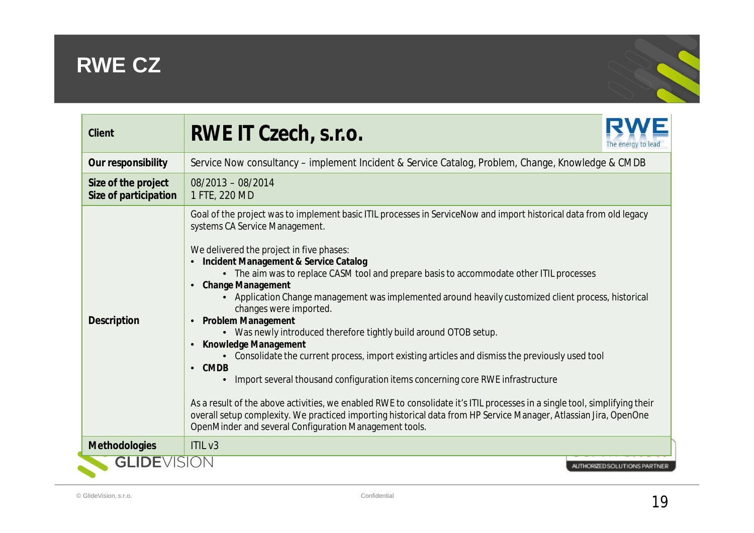# RWE CZ

| | |
|---|---|
| **Client** | **RWE IT Czech, s.r.o.** |
| **Our responsibility** | Service Now consultancy – implement Incident & Service Catalog, Problem, Change, Knowledge & CMDB |
| **Size of the project**<br>**Size of participation** | 08/2013 – 08/2014<br>1 FTE, 220 MD |
| **Description** | Goal of the project was to implement basic ITIL processes in ServiceNow and import historical data from old legacy systems CA Service Management.<br><br>We delivered the project in five phases:<br>• **Incident Management & Service Catalog**<br>&nbsp;&nbsp;&nbsp;&nbsp;• The aim was to replace CASM tool and prepare basis to accommodate other ITIL processes<br>• **Change Management**<br>&nbsp;&nbsp;&nbsp;&nbsp;• Application Change management was implemented around heavily customized client process, historical changes were imported.<br>• **Problem Management**<br>&nbsp;&nbsp;&nbsp;&nbsp;• Was newly introduced therefore tightly build around OTOB setup.<br>• **Knowledge Management**<br>&nbsp;&nbsp;&nbsp;&nbsp;• Consolidate the current process, import existing articles and dismiss the previously used tool<br>• **CMDB**<br>&nbsp;&nbsp;&nbsp;&nbsp;• Import several thousand configuration items concerning core RWE infrastructure<br><br>As a result of the above activities, we enabled RWE to consolidate it's ITIL processes in a single tool, simplifying their overall setup complexity. We practiced importing historical data from HP Service Manager, Atlassian Jira, OpenOne OpenMinder and several Configuration Management tools. |
| **Methodologies** | ITIL v3 |

GLIDEVISION

AUTHORIZED SOLUTIONS PARTNER

© GlideVision, s.r.o. Confidential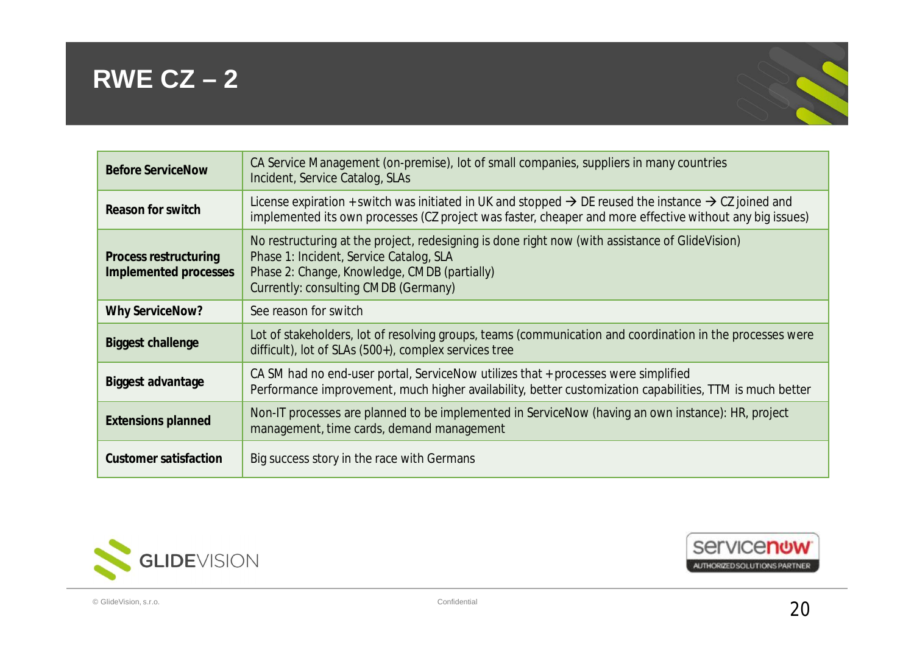# RWE CZ – 2

| | |
|---|---|
| **Before ServiceNow** | CA Service Management (on-premise), lot of small companies, suppliers in many countries<br>Incident, Service Catalog, SLAs |
| **Reason for switch** | License expiration + switch was initiated in UK and stopped → DE reused the instance → CZ joined and implemented its own processes (CZ project was faster, cheaper and more effective without any big issues) |
| **Process restructuring<br>Implemented processes** | No restructuring at the project, redesigning is done right now (with assistance of GlideVision)<br>Phase 1: Incident, Service Catalog, SLA<br>Phase 2: Change, Knowledge, CMDB (partially)<br>Currently: consulting CMDB (Germany) |
| **Why ServiceNow?** | See reason for switch |
| **Biggest challenge** | Lot of stakeholders, lot of resolving groups, teams (communication and coordination in the processes were difficult), lot of SLAs (500+), complex services tree |
| **Biggest advantage** | CA SM had no end-user portal, ServiceNow utilizes that + processes were simplified<br>Performance improvement, much higher availability, better customization capabilities, TTM is much better |
| **Extensions planned** | Non-IT processes are planned to be implemented in ServiceNow (having an own instance): HR, project management, time cards, demand management |
| **Customer satisfaction** | Big success story in the race with Germans |

GLIDEVISION

servicenow AUTHORIZED SOLUTIONS PARTNER

© GlideVision, s.r.o. Confidential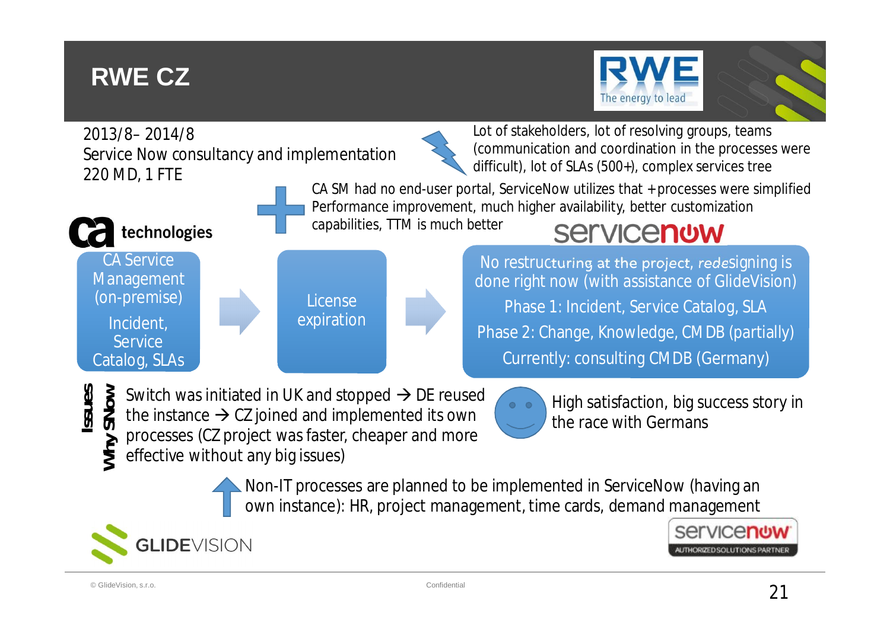# RWE CZ

RWE – The energy to lead

2013/8– 2014/8
Service Now consultancy and implementation
220 MD, 1 FTE

Lot of stakeholders, lot of resolving groups, teams (communication and coordination in the processes were difficult), lot of SLAs (500+), complex services tree

CA SM had no end-user portal, ServiceNow utilizes that + processes were simplified
Performance improvement, much higher availability, better customization capabilities, TTM is much better

**ca technologies**

CA Service Management (on-premise)
Incident, Service Catalog, SLAs

→ License expiration →

**servicenow**

No restructuring at the project, redesigning is done right now (with assistance of GlideVision)
Phase 1: Incident, Service Catalog, SLA
Phase 2: Change, Knowledge, CMDB (partially)
Currently: consulting CMDB (Germany)

**Issues / Why SNow**

Switch was initiated in UK and stopped → DE reused the instance → CZ joined and implemented its own processes (CZ project was faster, cheaper and more effective without any big issues)

High satisfaction, big success story in the race with Germans

Non-IT processes are planned to be implemented in ServiceNow (having an own instance): HR, project management, time cards, demand management

GLIDEVISION

servicenow AUTHORIZED SOLUTIONS PARTNER

© GlideVision, s.r.o. Confidential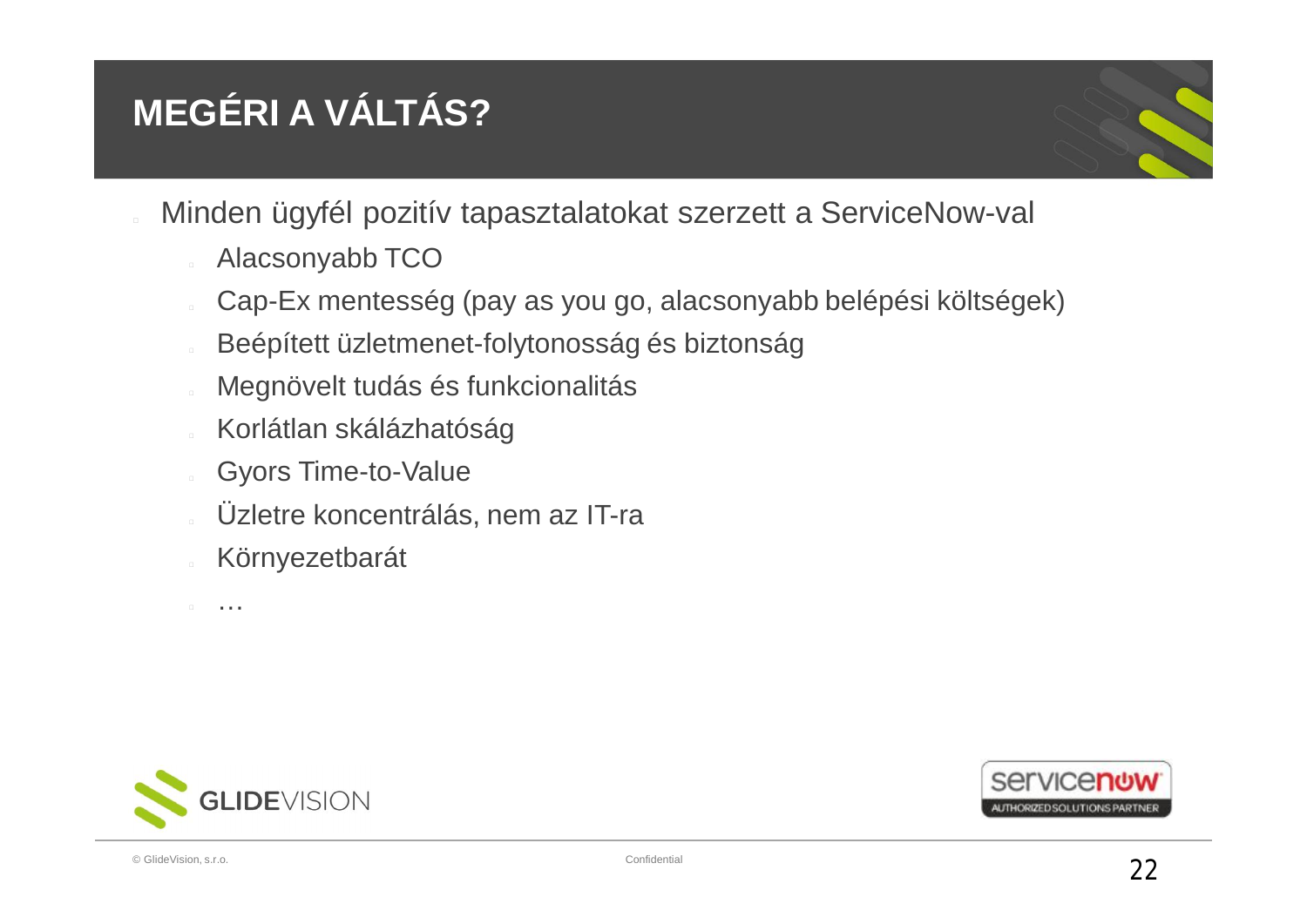# MEGÉRI A VÁLTÁS?

- Minden ügyfél pozitív tapasztalatokat szerzett a ServiceNow-val
  - Alacsonyabb TCO
  - Cap-Ex mentesség (pay as you go, alacsonyabb belépési költségek)
  - Beépített üzletmenet-folytonosság és biztonság
  - Megnövelt tudás és funkcionalitás
  - Korlátlan skálázhatóság
  - Gyors Time-to-Value
  - Üzletre koncentrálás, nem az IT-ra
  - Környezetbarát
  - …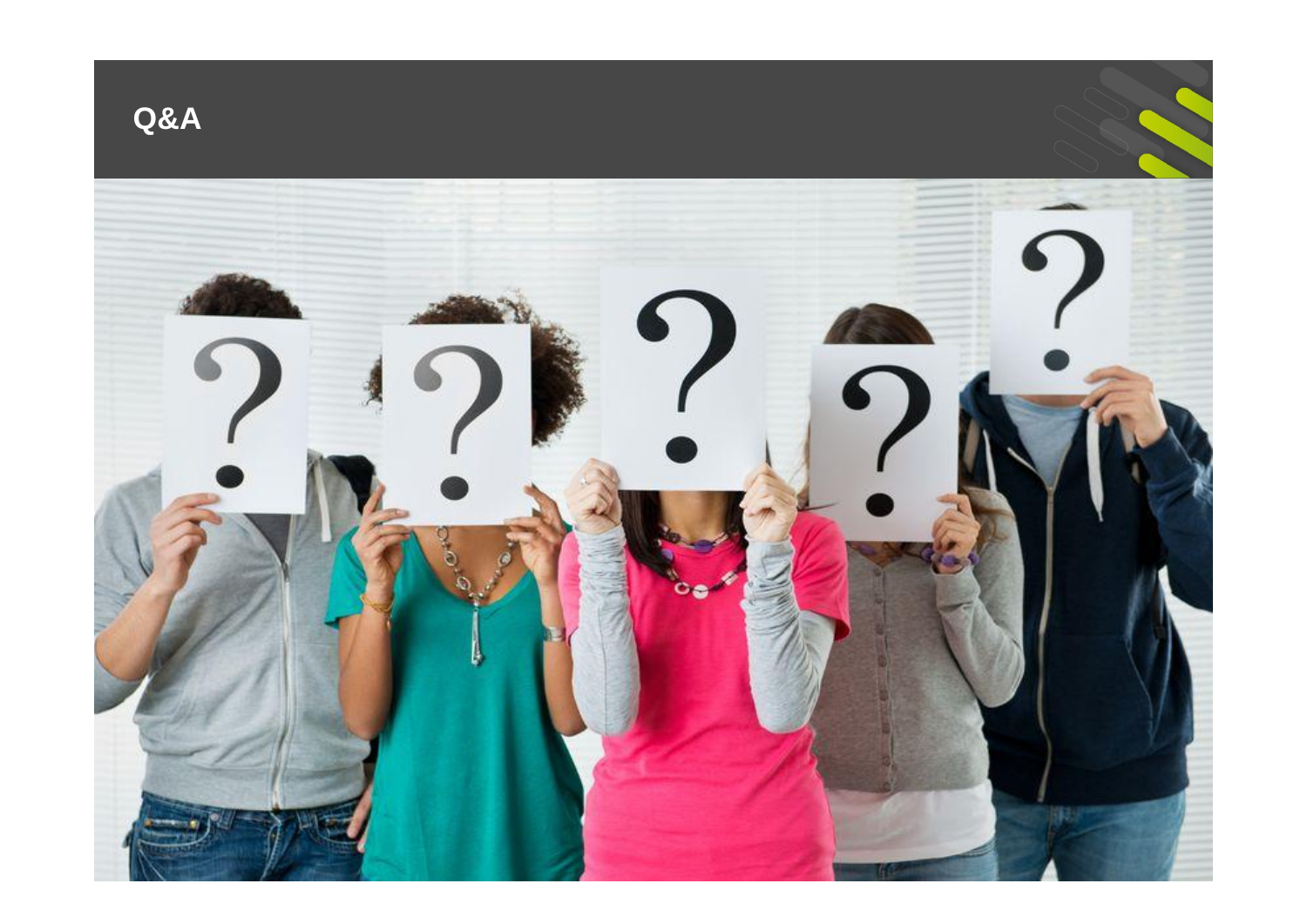## Q&A